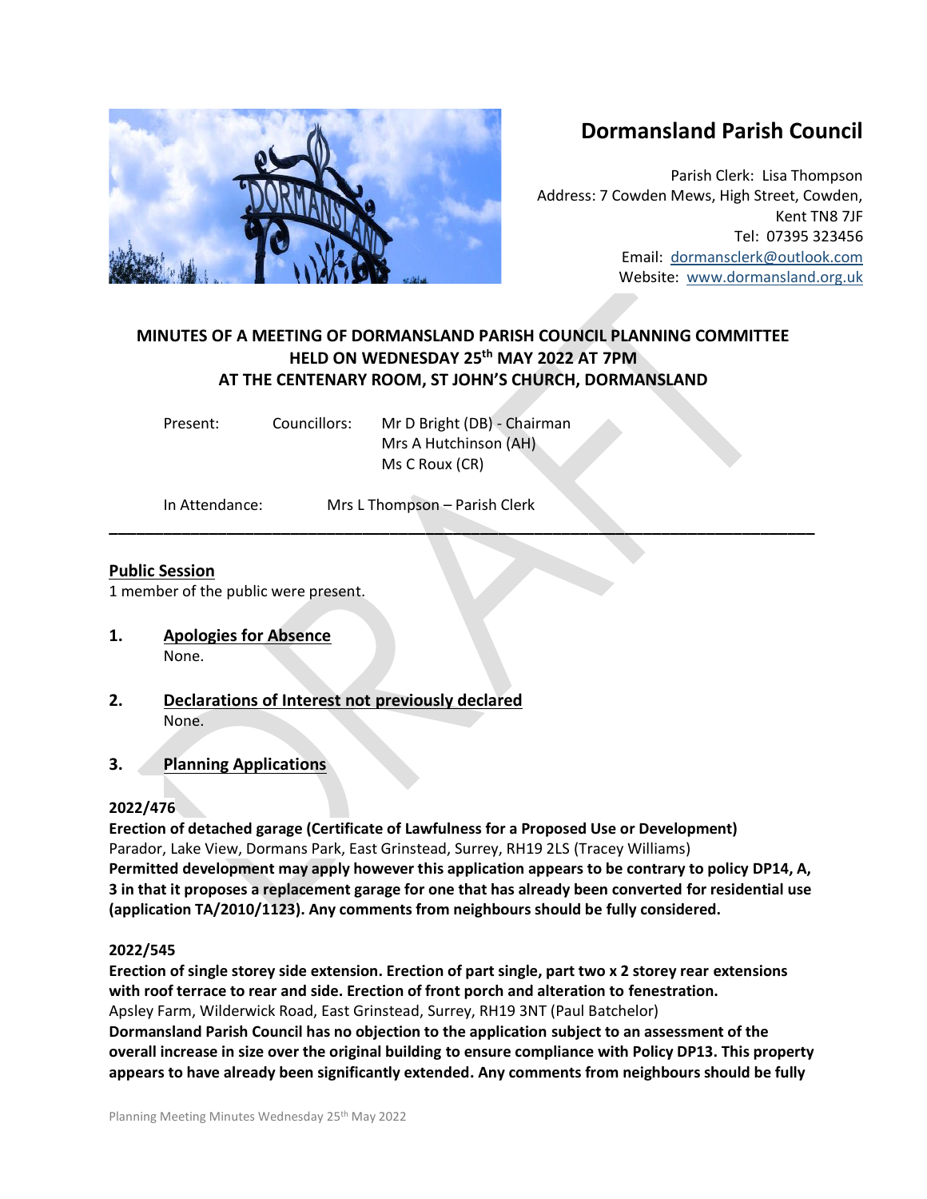# Dormansland Parish Council

Parish Clerk: Lisa Thompson
Address: 7 Cowden Mews, High Street, Cowden, Kent TN8 7JF
Tel: 07395 323456
Email: dormansclerk@outlook.com
Website: www.dormansland.org.uk

## MINUTES OF A MEETING OF DORMANSLAND PARISH COUNCIL PLANNING COMMITTEE HELD ON WEDNESDAY 25th MAY 2022 AT 7PM AT THE CENTENARY ROOM, ST JOHN'S CHURCH, DORMANSLAND

Present: Councillors: Mr D Bright (DB) - Chairman
Mrs A Hutchinson (AH)
Ms C Roux (CR)

In Attendance: Mrs L Thompson – Parish Clerk

---

**Public Session**

1 member of the public were present.

1. **Apologies for Absence**
   None.

2. **Declarations of Interest not previously declared**
   None.

3. **Planning Applications**

**2022/476**

**Erection of detached garage (Certificate of Lawfulness for a Proposed Use or Development)**
Parador, Lake View, Dormans Park, East Grinstead, Surrey, RH19 2LS (Tracey Williams)
**Permitted development may apply however this application appears to be contrary to policy DP14, A, 3 in that it proposes a replacement garage for one that has already been converted for residential use (application TA/2010/1123). Any comments from neighbours should be fully considered.**

**2022/545**

**Erection of single storey side extension. Erection of part single, part two x 2 storey rear extensions with roof terrace to rear and side. Erection of front porch and alteration to fenestration.**
Apsley Farm, Wilderwick Road, East Grinstead, Surrey, RH19 3NT (Paul Batchelor)
**Dormansland Parish Council has no objection to the application subject to an assessment of the overall increase in size over the original building to ensure compliance with Policy DP13. This property appears to have already been significantly extended. Any comments from neighbours should be fully**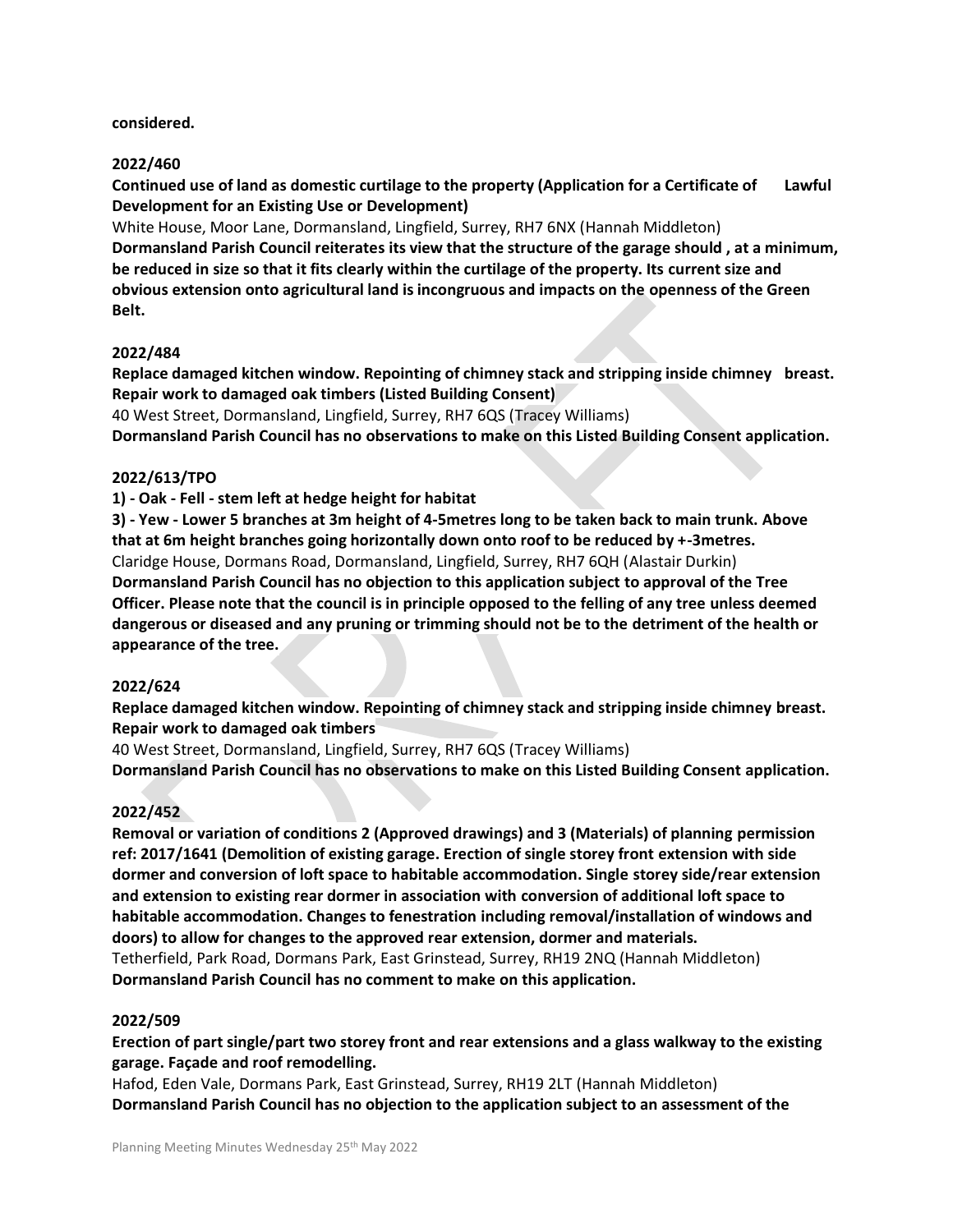**considered.**

**2022/460**

**Continued use of land as domestic curtilage to the property (Application for a Certificate of Lawful Development for an Existing Use or Development)**

White House, Moor Lane, Dormansland, Lingfield, Surrey, RH7 6NX (Hannah Middleton)

**Dormansland Parish Council reiterates its view that the structure of the garage should , at a minimum, be reduced in size so that it fits clearly within the curtilage of the property. Its current size and obvious extension onto agricultural land is incongruous and impacts on the openness of the Green Belt.**

**2022/484**

**Replace damaged kitchen window. Repointing of chimney stack and stripping inside chimney breast. Repair work to damaged oak timbers (Listed Building Consent)**

40 West Street, Dormansland, Lingfield, Surrey, RH7 6QS (Tracey Williams)

**Dormansland Parish Council has no observations to make on this Listed Building Consent application.**

**2022/613/TPO**

**1) - Oak - Fell - stem left at hedge height for habitat**

**3) - Yew - Lower 5 branches at 3m height of 4-5metres long to be taken back to main trunk. Above that at 6m height branches going horizontally down onto roof to be reduced by +-3metres.**

Claridge House, Dormans Road, Dormansland, Lingfield, Surrey, RH7 6QH (Alastair Durkin)

**Dormansland Parish Council has no objection to this application subject to approval of the Tree Officer. Please note that the council is in principle opposed to the felling of any tree unless deemed dangerous or diseased and any pruning or trimming should not be to the detriment of the health or appearance of the tree.**

**2022/624**

**Replace damaged kitchen window. Repointing of chimney stack and stripping inside chimney breast. Repair work to damaged oak timbers**

40 West Street, Dormansland, Lingfield, Surrey, RH7 6QS (Tracey Williams)

**Dormansland Parish Council has no observations to make on this Listed Building Consent application.**

**2022/452**

**Removal or variation of conditions 2 (Approved drawings) and 3 (Materials) of planning permission ref: 2017/1641 (Demolition of existing garage. Erection of single storey front extension with side dormer and conversion of loft space to habitable accommodation. Single storey side/rear extension and extension to existing rear dormer in association with conversion of additional loft space to habitable accommodation. Changes to fenestration including removal/installation of windows and doors) to allow for changes to the approved rear extension, dormer and materials.**

Tetherfield, Park Road, Dormans Park, East Grinstead, Surrey, RH19 2NQ (Hannah Middleton)

**Dormansland Parish Council has no comment to make on this application.**

**2022/509**

**Erection of part single/part two storey front and rear extensions and a glass walkway to the existing garage. Façade and roof remodelling.**

Hafod, Eden Vale, Dormans Park, East Grinstead, Surrey, RH19 2LT (Hannah Middleton)

**Dormansland Parish Council has no objection to the application subject to an assessment of the**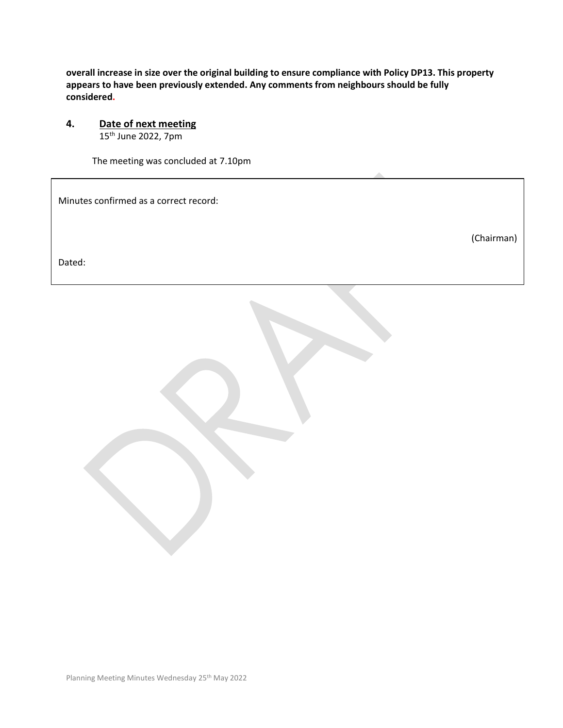**overall increase in size over the original building to ensure compliance with Policy DP13. This property appears to have been previously extended. Any comments from neighbours should be fully considered.**

## 4. Date of next meeting

15th June 2022, 7pm

The meeting was concluded at 7.10pm

Minutes confirmed as a correct record:

(Chairman)

Dated: